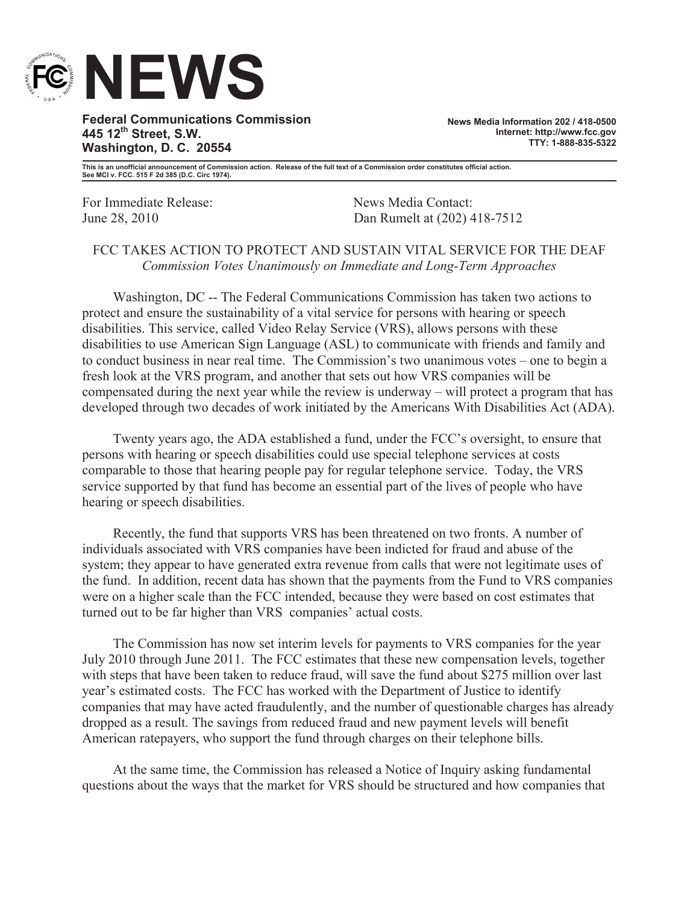# NEWS

**Federal Communications Commission**
**445 12th Street, S.W.**
**Washington, D. C. 20554**

**News Media Information 202 / 418-0500**
**Internet: http://www.fcc.gov**
**TTY: 1-888-835-5322**

**This is an unofficial announcement of Commission action. Release of the full text of a Commission order constitutes official action. See MCI v. FCC. 515 F 2d 385 (D.C. Circ 1974).**

For Immediate Release:
June 28, 2010

News Media Contact:
Dan Rumelt at (202) 418-7512

## FCC TAKES ACTION TO PROTECT AND SUSTAIN VITAL SERVICE FOR THE DEAF

*Commission Votes Unanimously on Immediate and Long-Term Approaches*

Washington, DC -- The Federal Communications Commission has taken two actions to protect and ensure the sustainability of a vital service for persons with hearing or speech disabilities. This service, called Video Relay Service (VRS), allows persons with these disabilities to use American Sign Language (ASL) to communicate with friends and family and to conduct business in near real time. The Commission's two unanimous votes – one to begin a fresh look at the VRS program, and another that sets out how VRS companies will be compensated during the next year while the review is underway – will protect a program that has developed through two decades of work initiated by the Americans With Disabilities Act (ADA).

Twenty years ago, the ADA established a fund, under the FCC's oversight, to ensure that persons with hearing or speech disabilities could use special telephone services at costs comparable to those that hearing people pay for regular telephone service. Today, the VRS service supported by that fund has become an essential part of the lives of people who have hearing or speech disabilities.

Recently, the fund that supports VRS has been threatened on two fronts. A number of individuals associated with VRS companies have been indicted for fraud and abuse of the system; they appear to have generated extra revenue from calls that were not legitimate uses of the fund. In addition, recent data has shown that the payments from the Fund to VRS companies were on a higher scale than the FCC intended, because they were based on cost estimates that turned out to be far higher than VRS companies' actual costs.

The Commission has now set interim levels for payments to VRS companies for the year July 2010 through June 2011. The FCC estimates that these new compensation levels, together with steps that have been taken to reduce fraud, will save the fund about $275 million over last year's estimated costs. The FCC has worked with the Department of Justice to identify companies that may have acted fraudulently, and the number of questionable charges has already dropped as a result. The savings from reduced fraud and new payment levels will benefit American ratepayers, who support the fund through charges on their telephone bills.

At the same time, the Commission has released a Notice of Inquiry asking fundamental questions about the ways that the market for VRS should be structured and how companies that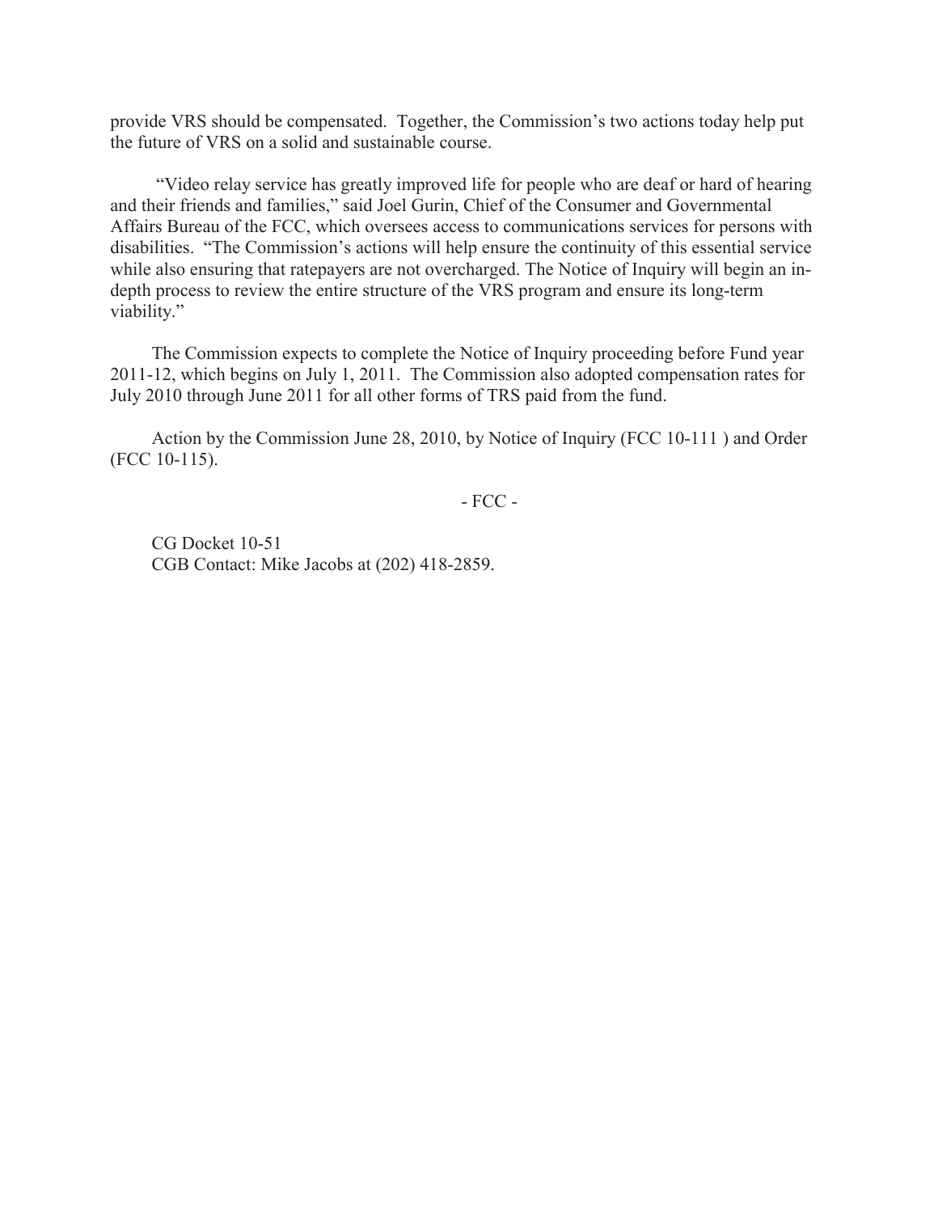provide VRS should be compensated. Together, the Commission's two actions today help put the future of VRS on a solid and sustainable course.

"Video relay service has greatly improved life for people who are deaf or hard of hearing and their friends and families," said Joel Gurin, Chief of the Consumer and Governmental Affairs Bureau of the FCC, which oversees access to communications services for persons with disabilities. "The Commission's actions will help ensure the continuity of this essential service while also ensuring that ratepayers are not overcharged. The Notice of Inquiry will begin an in-depth process to review the entire structure of the VRS program and ensure its long-term viability."

The Commission expects to complete the Notice of Inquiry proceeding before Fund year 2011-12, which begins on July 1, 2011. The Commission also adopted compensation rates for July 2010 through June 2011 for all other forms of TRS paid from the fund.

Action by the Commission June 28, 2010, by Notice of Inquiry (FCC 10-111 ) and Order (FCC 10-115).

- FCC -

CG Docket 10-51
CGB Contact: Mike Jacobs at (202) 418-2859.